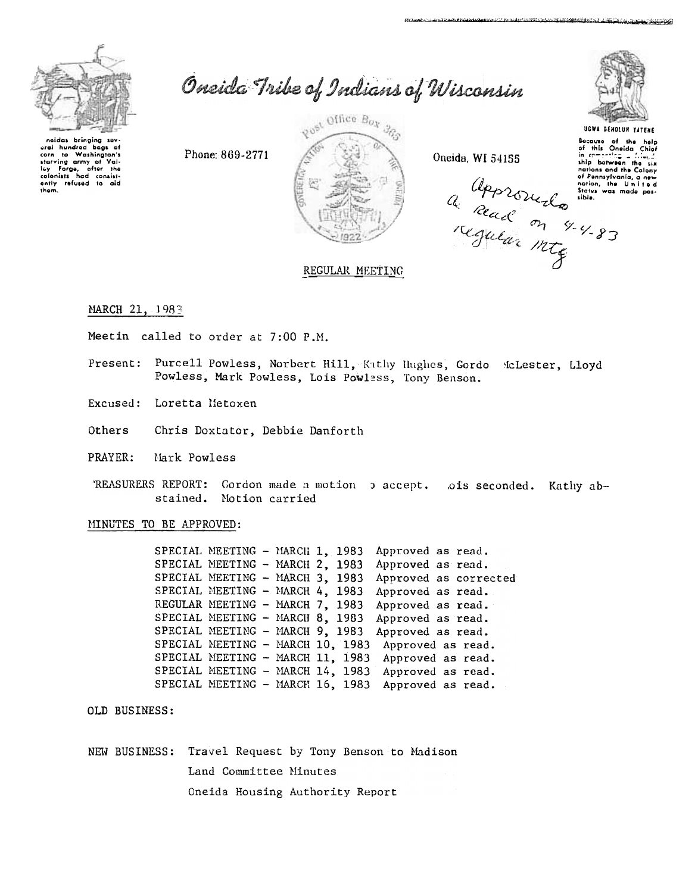# Oneida Tribe of Indians of Wisconsin

Oneidas bringing several hundred bags of corn to Washington's starving army at Valley Forge, after the colonists had consistently refused to aid them.

Phone: 869-2771

Post Office Box 365

Oneida, WI 54155

UGWA DEHOLUH YATEHE

Because of the help of this Oneida Chief in cementing a friendship between the six nations and the Colony of Pennsylvania, a new nation, the United States was made possible.

Approved as Read on 4-4-83 Regular Mtg

## REGULAR MEETING

MARCH 21, 1983

Meetin called to order at 7:00 P.M.

Present: Purcell Powless, Norbert Hill, Kathy Hughes, Gordo McLester, Lloyd Powless, Mark Powless, Lois Powless, Tony Benson.

Excused: Loretta Metoxen

Others Chris Doxtator, Debbie Danforth

PRAYER: Mark Powless

TREASURERS REPORT: Gordon made a motion to accept. Lois seconded. Kathy abstained. Motion carried

MINUTES TO BE APPROVED:

SPECIAL MEETING - MARCH 1, 1983 Approved as read.
SPECIAL MEETING - MARCH 2, 1983 Approved as read.
SPECIAL MEETING - MARCH 3, 1983 Approved as corrected
SPECIAL MEETING - MARCH 4, 1983 Approved as read.
REGULAR MEETING - MARCH 7, 1983 Approved as read.
SPECIAL MEETING - MARCH 8, 1983 Approved as read.
SPECIAL MEETING - MARCH 9, 1983 Approved as read.
SPECIAL MEETING - MARCH 10, 1983 Approved as read.
SPECIAL MEETING - MARCH 11, 1983 Approved as read.
SPECIAL MEETING - MARCH 14, 1983 Approved as read.
SPECIAL MEETING - MARCH 16, 1983 Approved as read.

OLD BUSINESS:

NEW BUSINESS: Travel Request by Tony Benson to Madison
Land Committee Minutes
Oneida Housing Authority Report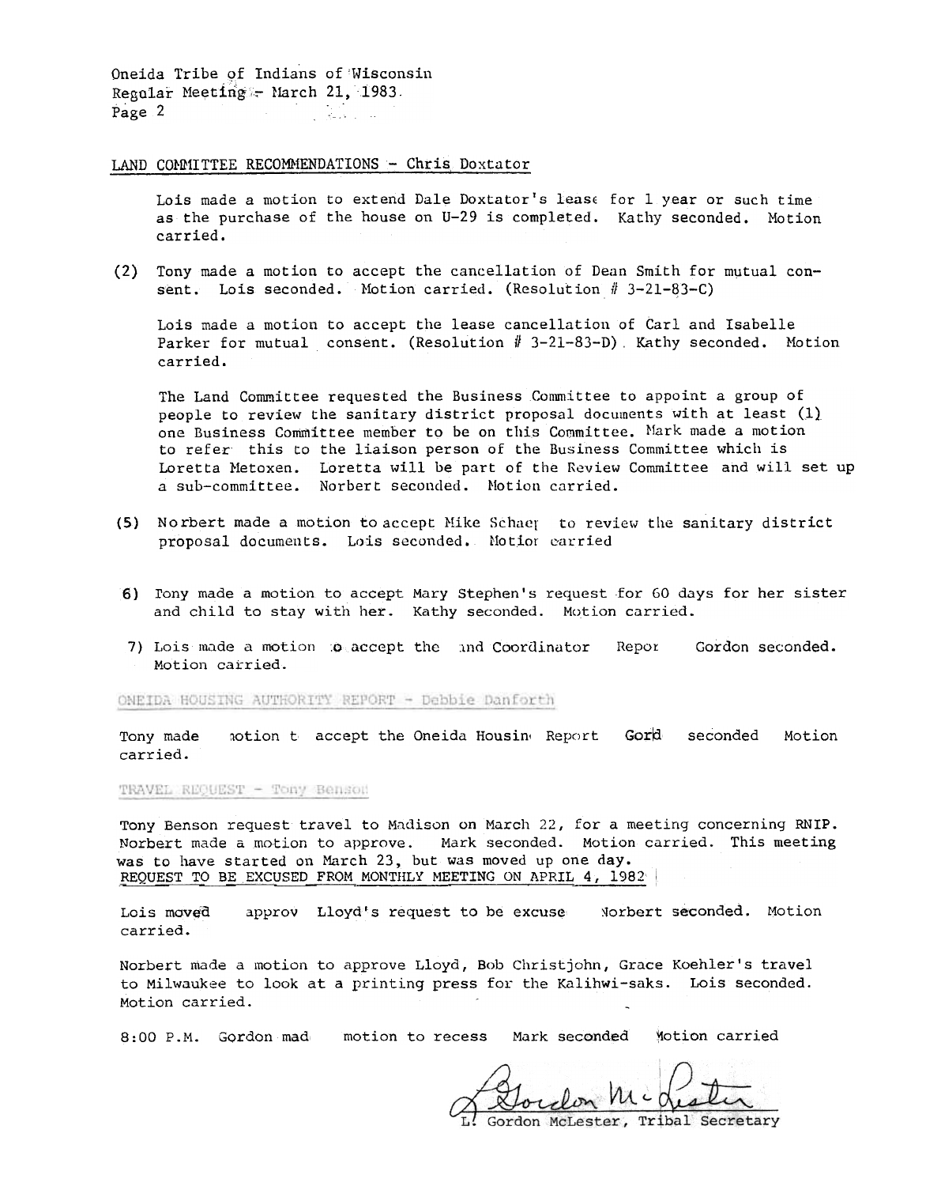Oneida Tribe of Indians of Wisconsin
Regular Meeting - March 21, 1983
Page 2

LAND COMMITTEE RECOMMENDATIONS - Chris Doxtator

Lois made a motion to extend Dale Doxtator's lease for 1 year or such time as the purchase of the house on U-29 is completed. Kathy seconded. Motion carried.

(2) Tony made a motion to accept the cancellation of Dean Smith for mutual consent. Lois seconded. Motion carried. (Resolution # 3-21-83-C)

Lois made a motion to accept the lease cancellation of Carl and Isabelle Parker for mutual consent. (Resolution # 3-21-83-D). Kathy seconded. Motion carried.

The Land Committee requested the Business Committee to appoint a group of people to review the sanitary district proposal documents with at least (1) one Business Committee member to be on this Committee. Mark made a motion to refer this to the liaison person of the Business Committee which is Loretta Metoxen. Loretta will be part of the Review Committee and will set up a sub-committee. Norbert seconded. Motion carried.

(5) Norbert made a motion to accept Mike Schaep to review the sanitary district proposal documents. Lois seconded. Motion carried

6) Tony made a motion to accept Mary Stephen's request for 60 days for her sister and child to stay with her. Kathy seconded. Motion carried.

7) Lois made a motion to accept the Land Coordinator Report. Gordon seconded. Motion carried.

ONEIDA HOUSING AUTHORITY REPORT - Debbie Danforth

Tony made motion to accept the Oneida Housing Report. Gord seconded. Motion carried.

TRAVEL REQUEST - Tony Benson

Tony Benson request travel to Madison on March 22, for a meeting concerning RNIP. Norbert made a motion to approve. Mark seconded. Motion carried. This meeting was to have started on March 23, but was moved up one day.

REQUEST TO BE EXCUSED FROM MONTHLY MEETING ON APRIL 4, 1982

Lois moved approv Lloyd's request to be excuse Norbert seconded. Motion carried.

Norbert made a motion to approve Lloyd, Bob Christjohn, Grace Koehler's travel to Milwaukee to look at a printing press for the Kalihwi-saks. Lois seconded. Motion carried.

8:00 P.M. Gordon mad motion to recess Mark seconded Motion carried

L. Gordon McLester, Tribal Secretary